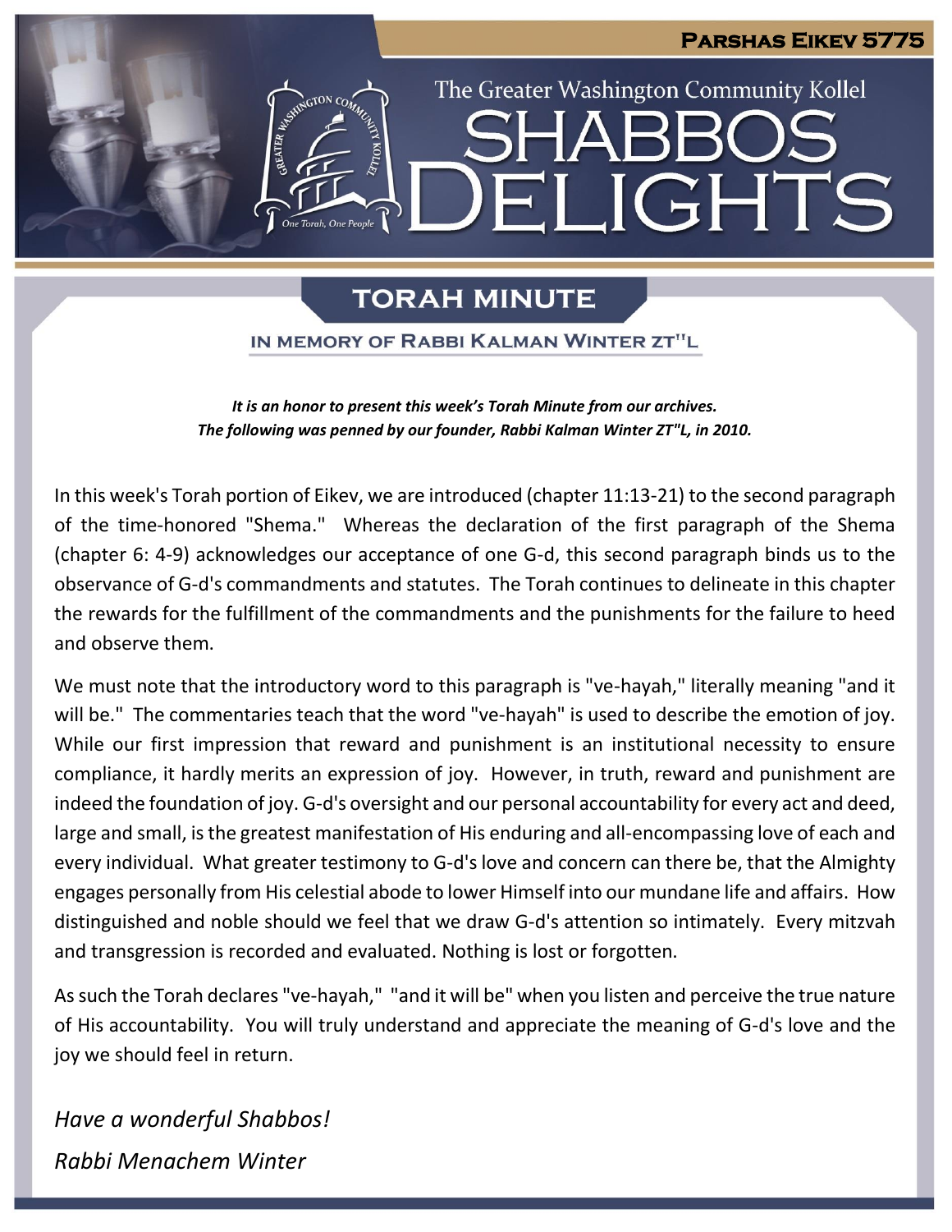**Parshas Eikev 5775**

The Greater Washington Community Kollel

# SHABBOS DELIGHTS

## TORAH MINUTE

### IN MEMORY OF RABBI KALMAN WINTER ZT"L

***It is an honor to present this week's Torah Minute from our archives.***
***The following was penned by our founder, Rabbi Kalman Winter ZT"L, in 2010.***

In this week's Torah portion of Eikev, we are introduced (chapter 11:13-21) to the second paragraph of the time-honored "Shema." Whereas the declaration of the first paragraph of the Shema (chapter 6: 4-9) acknowledges our acceptance of one G-d, this second paragraph binds us to the observance of G-d's commandments and statutes. The Torah continues to delineate in this chapter the rewards for the fulfillment of the commandments and the punishments for the failure to heed and observe them.

We must note that the introductory word to this paragraph is "ve-hayah," literally meaning "and it will be." The commentaries teach that the word "ve-hayah" is used to describe the emotion of joy. While our first impression that reward and punishment is an institutional necessity to ensure compliance, it hardly merits an expression of joy. However, in truth, reward and punishment are indeed the foundation of joy. G-d's oversight and our personal accountability for every act and deed, large and small, is the greatest manifestation of His enduring and all-encompassing love of each and every individual. What greater testimony to G-d's love and concern can there be, that the Almighty engages personally from His celestial abode to lower Himself into our mundane life and affairs. How distinguished and noble should we feel that we draw G-d's attention so intimately. Every mitzvah and transgression is recorded and evaluated. Nothing is lost or forgotten.

As such the Torah declares "ve-hayah," "and it will be" when you listen and perceive the true nature of His accountability. You will truly understand and appreciate the meaning of G-d's love and the joy we should feel in return.

*Have a wonderful Shabbos!*

*Rabbi Menachem Winter*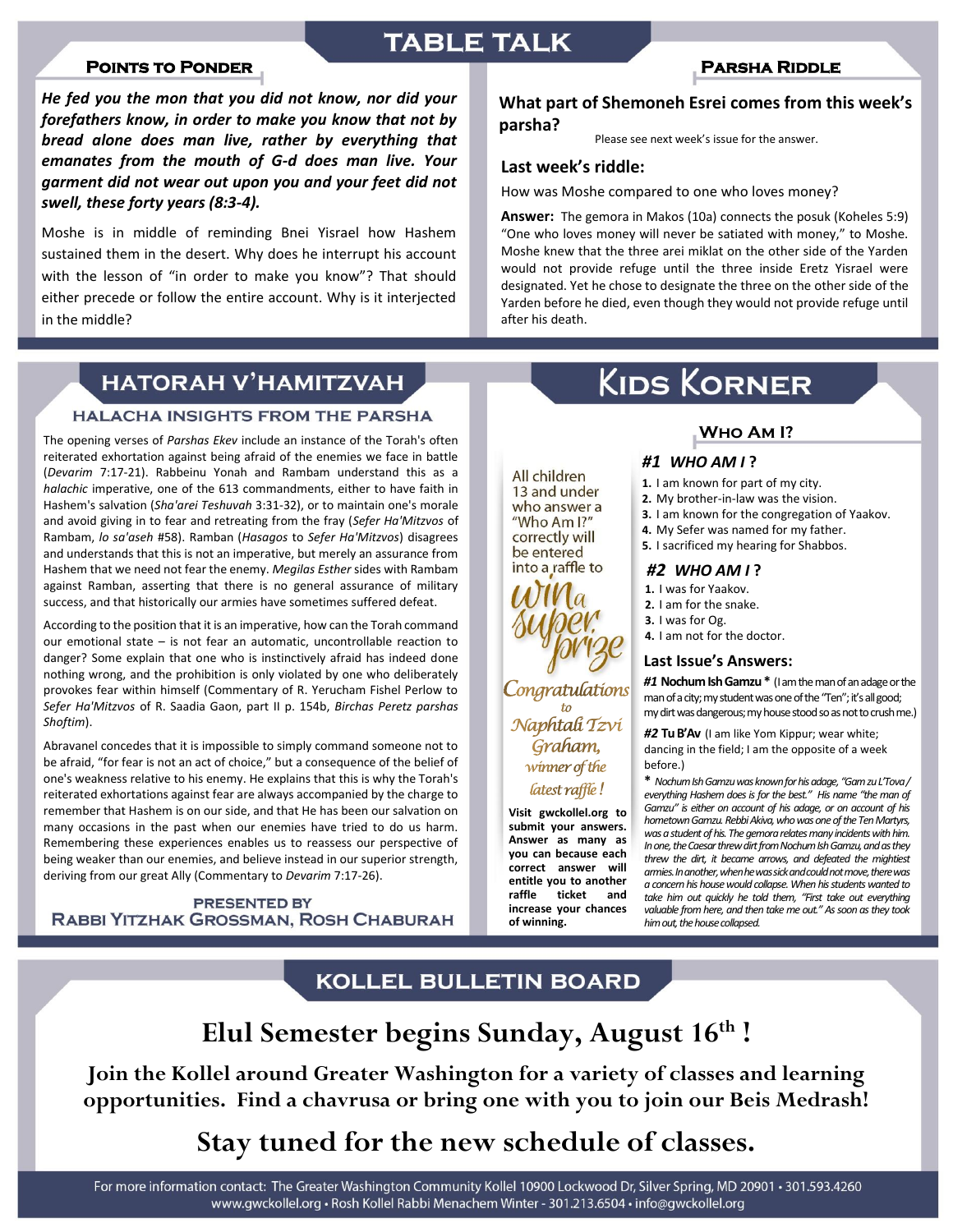# TABLE TALK

## Points to Ponder

***He fed you the mon that you did not know, nor did your forefathers know, in order to make you know that not by bread alone does man live, rather by everything that emanates from the mouth of G-d does man live. Your garment did not wear out upon you and your feet did not swell, these forty years (8:3-4).***

Moshe is in middle of reminding Bnei Yisrael how Hashem sustained them in the desert. Why does he interrupt his account with the lesson of "in order to make you know"? That should either precede or follow the entire account. Why is it interjected in the middle?

## Parsha Riddle

**What part of Shemoneh Esrei comes from this week's parsha?**

Please see next week's issue for the answer.

**Last week's riddle:**

How was Moshe compared to one who loves money?

**Answer:** The gemora in Makos (10a) connects the posuk (Koheles 5:9) "One who loves money will never be satiated with money," to Moshe. Moshe knew that the three arei miklat on the other side of the Yarden would not provide refuge until the three inside Eretz Yisrael were designated. Yet he chose to designate the three on the other side of the Yarden before he died, even though they would not provide refuge until after his death.

# HATORAH V'HAMITZVAH

## HALACHA INSIGHTS FROM THE PARSHA

The opening verses of *Parshas Ekev* include an instance of the Torah's often reiterated exhortation against being afraid of the enemies we face in battle (*Devarim* 7:17-21). Rabbeinu Yonah and Rambam understand this as a *halachic* imperative, one of the 613 commandments, either to have faith in Hashem's salvation (*Sha'arei Teshuvah* 3:31-32), or to maintain one's morale and avoid giving in to fear and retreating from the fray (*Sefer Ha'Mitzvos* of Rambam, *lo sa'aseh* #58). Ramban (*Hasagos* to *Sefer Ha'Mitzvos*) disagrees and understands that this is not an imperative, but merely an assurance from Hashem that we need not fear the enemy. *Megilas Esther* sides with Rambam against Ramban, asserting that there is no general assurance of military success, and that historically our armies have sometimes suffered defeat.

According to the position that it is an imperative, how can the Torah command our emotional state – is not fear an automatic, uncontrollable reaction to danger? Some explain that one who is instinctively afraid has indeed done nothing wrong, and the prohibition is only violated by one who deliberately provokes fear within himself (Commentary of R. Yerucham Fishel Perlow to *Sefer Ha'Mitzvos* of R. Saadia Gaon, part II p. 154b, *Birchas Peretz parshas Shoftim*).

Abravanel concedes that it is impossible to simply command someone not to be afraid, "for fear is not an act of choice," but a consequence of the belief of one's weakness relative to his enemy. He explains that this is why the Torah's reiterated exhortations against fear are always accompanied by the charge to remember that Hashem is on our side, and that He has been our salvation on many occasions in the past when our enemies have tried to do us harm. Remembering these experiences enables us to reassess our perspective of being weaker than our enemies, and believe instead in our superior strength, deriving from our great Ally (Commentary to *Devarim* 7:17-26).

PRESENTED BY
RABBI YITZHAK GROSSMAN, ROSH CHABURAH

# KIDS KORNER

All children 13 and under who answer a "Who Am I?" correctly will be entered into a raffle to win a super prize

*Congratulations to Naphtali Tzvi Graham, winner of the latest raffle!*

**Visit gwckollel.org to submit your answers. Answer as many as you can because each correct answer will entitle you to another raffle ticket and increase your chances of winning.**

## Who Am I?

### #1 WHO AM I ?

1. I am known for part of my city.
2. My brother-in-law was the vision.
3. I am known for the congregation of Yaakov.
4. My Sefer was named for my father.
5. I sacrificed my hearing for Shabbos.

### #2 WHO AM I ?

1. I was for Yaakov.
2. I am for the snake.
3. I was for Og.
4. I am not for the doctor.

### Last Issue's Answers:

**#1 Nochum Ish Gamzu *** (I am the man of an adage or the man of a city; my student was one of the "Ten"; it's all good; my dirt was dangerous; my house stood so as not to crush me.)

**#2 Tu B'Av** (I am like Yom Kippur; wear white; dancing in the field; I am the opposite of a week before.)

*\* Nochum Ish Gamzu was known for his adage, "Gam zu L'Tova / everything Hashem does is for the best." His name "the man of Gamzu" is either on account of his adage, or on account of his hometown Gamzu. Rebbi Akiva, who was one of the Ten Martyrs, was a student of his. The gemora relates many incidents with him. In one, the Caesar threw dirt from Nochum Ish Gamzu, and as they threw the dirt, it became arrows, and defeated the mightiest armies. In another, when he was sick and could not move, there was a concern his house would collapse. When his students wanted to take him out quickly he told them, "First take out everything valuable from here, and then take me out." As soon as they took him out, the house collapsed.*

# KOLLEL BULLETIN BOARD

**Elul Semester begins Sunday, August 16th !**

**Join the Kollel around Greater Washington for a variety of classes and learning opportunities. Find a chavrusa or bring one with you to join our Beis Medrash!**

**Stay tuned for the new schedule of classes.**

For more information contact: The Greater Washington Community Kollel 10900 Lockwood Dr, Silver Spring, MD 20901 • 301.593.4260
www.gwckollel.org • Rosh Kollel Rabbi Menachem Winter - 301.213.6504 • info@gwckollel.org